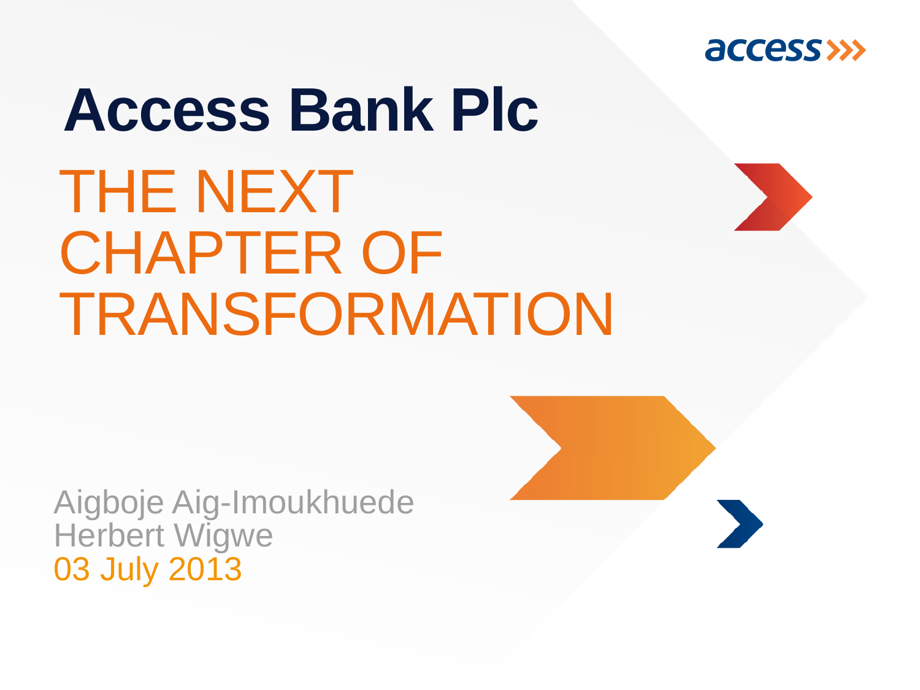# Access Bank Plc

## THE NEXT CHAPTER OF TRANSFORMATION

Aigboje Aig-Imoukhuede
Herbert Wigwe
03 July 2013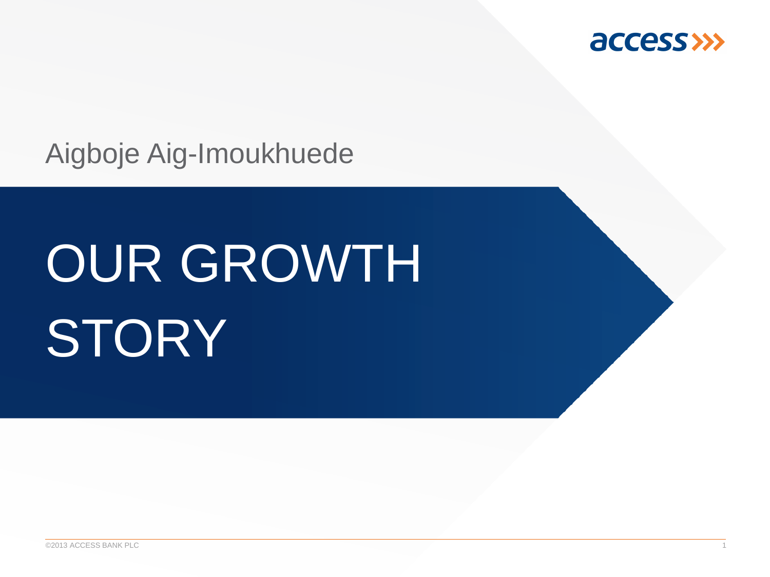Aigboje Aig-Imoukhuede

# OUR GROWTH STORY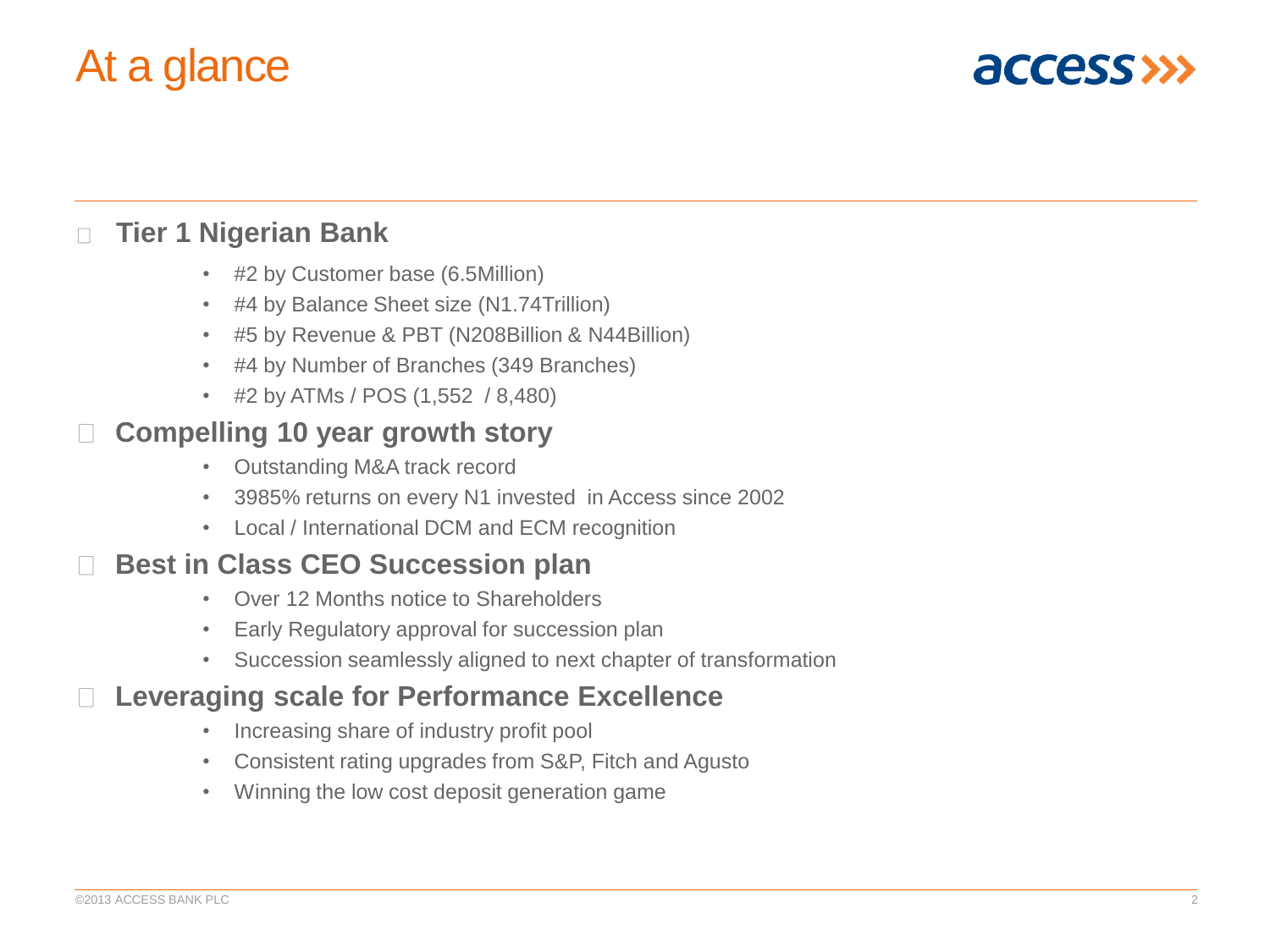# At a glance

- **Tier 1 Nigerian Bank**
  - #2 by Customer base (6.5Million)
  - #4 by Balance Sheet size (N1.74Trillion)
  - #5 by Revenue & PBT (N208Billion & N44Billion)
  - #4 by Number of Branches (349 Branches)
  - #2 by ATMs / POS (1,552 / 8,480)
- **Compelling 10 year growth story**
  - Outstanding M&A track record
  - 3985% returns on every N1 invested in Access since 2002
  - Local / International DCM and ECM recognition
- **Best in Class CEO Succession plan**
  - Over 12 Months notice to Shareholders
  - Early Regulatory approval for succession plan
  - Succession seamlessly aligned to next chapter of transformation
- **Leveraging scale for Performance Excellence**
  - Increasing share of industry profit pool
  - Consistent rating upgrades from S&P, Fitch and Agusto
  - Winning the low cost deposit generation game

©2013 ACCESS BANK PLC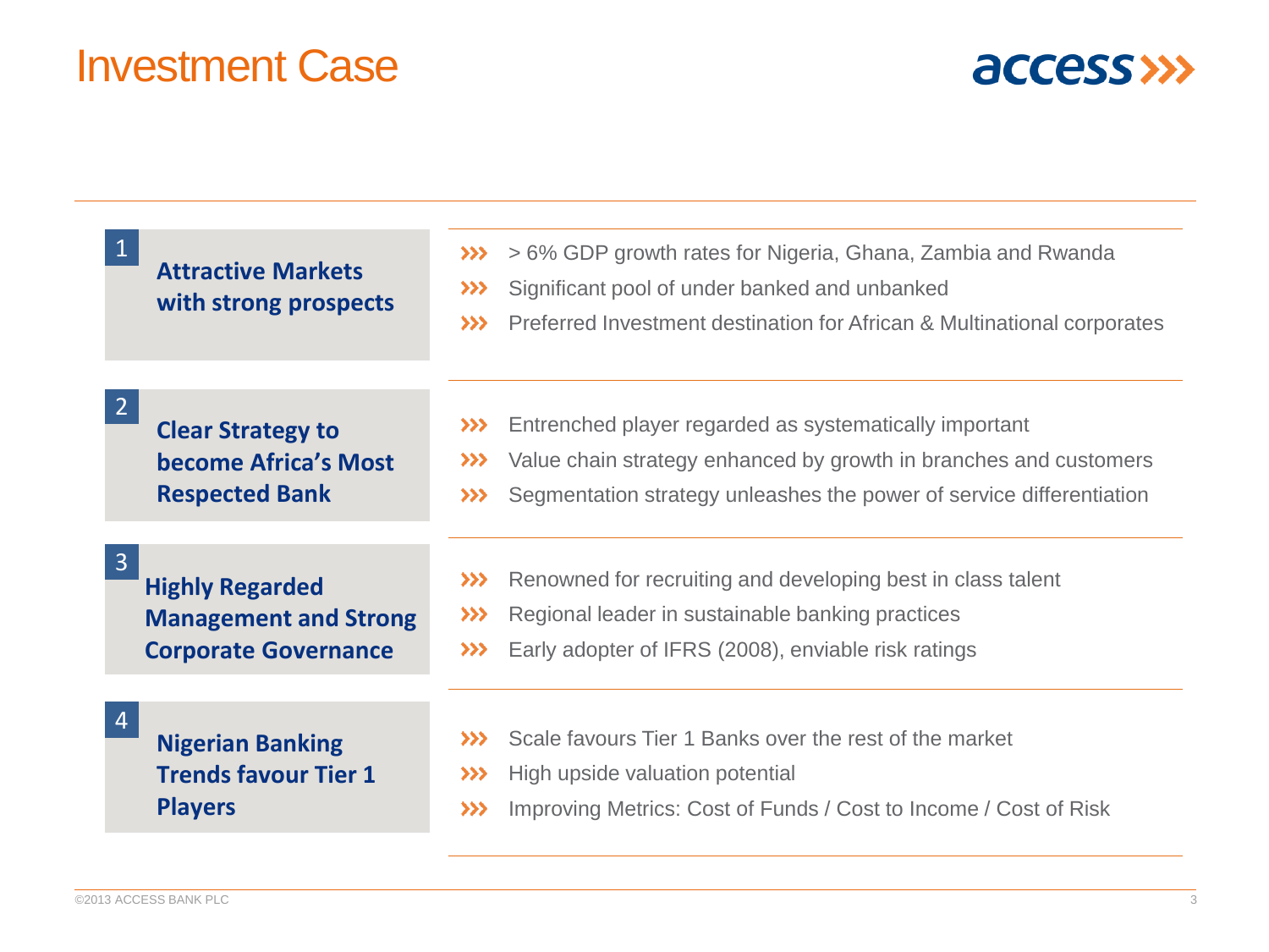# Investment Case

## 1 Attractive Markets with strong prospects

- > 6% GDP growth rates for Nigeria, Ghana, Zambia and Rwanda
- Significant pool of under banked and unbanked
- Preferred Investment destination for African & Multinational corporates

## 2 Clear Strategy to become Africa's Most Respected Bank

- Entrenched player regarded as systematically important
- Value chain strategy enhanced by growth in branches and customers
- Segmentation strategy unleashes the power of service differentiation

## 3 Highly Regarded Management and Strong Corporate Governance

- Renowned for recruiting and developing best in class talent
- Regional leader in sustainable banking practices
- Early adopter of IFRS (2008), enviable risk ratings

## 4 Nigerian Banking Trends favour Tier 1 Players

- Scale favours Tier 1 Banks over the rest of the market
- High upside valuation potential
- Improving Metrics: Cost of Funds / Cost to Income / Cost of Risk

©2013 ACCESS BANK PLC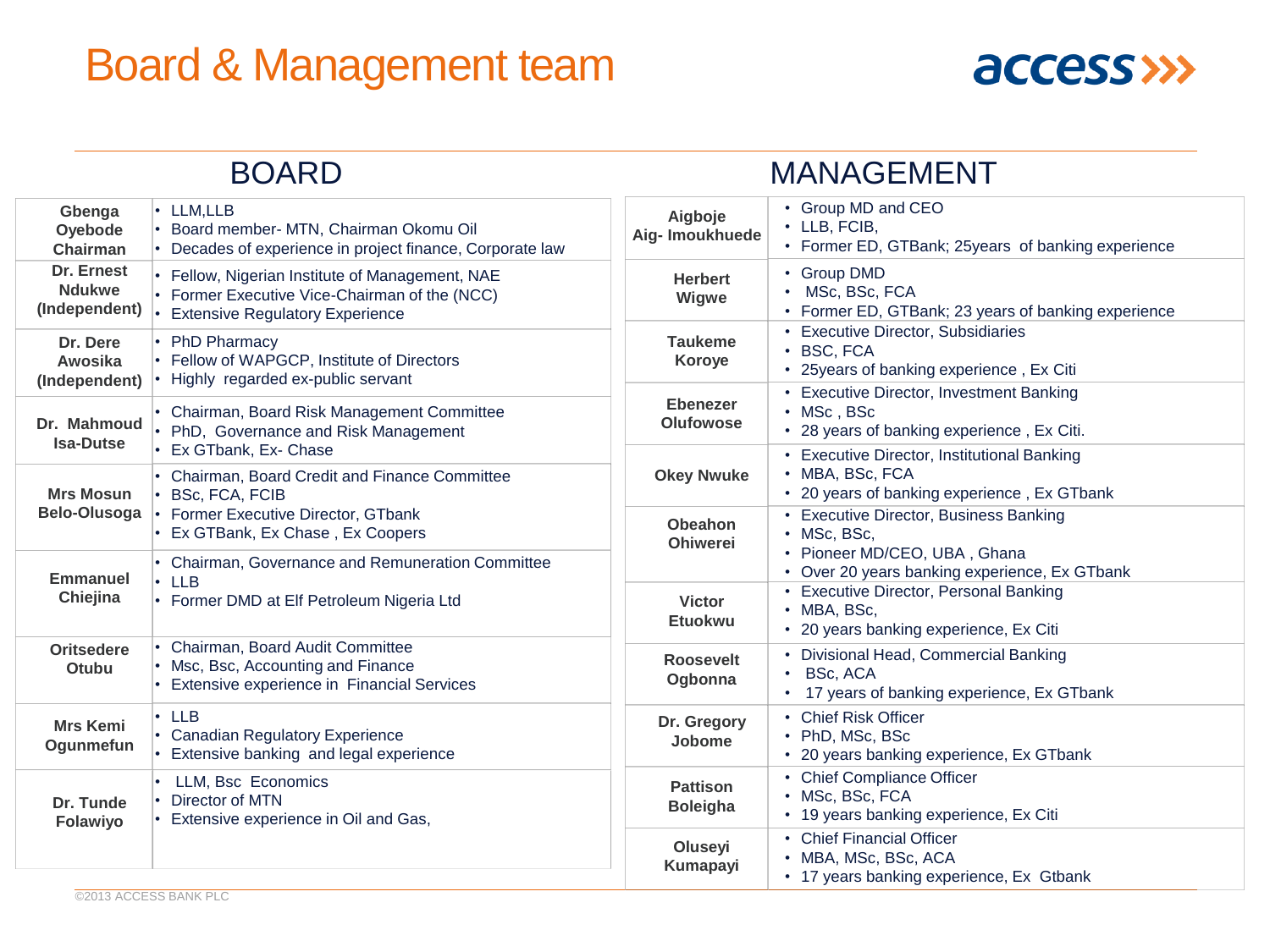# Board & Management team

## BOARD

| Name | Details |
| --- | --- |
| Gbenga Oyebode Chairman | • LLM,LLB<br>• Board member- MTN, Chairman Okomu Oil<br>• Decades of experience in project finance, Corporate law |
| Dr. Ernest Ndukwe (Independent) | • Fellow, Nigerian Institute of Management, NAE<br>• Former Executive Vice-Chairman of the (NCC)<br>• Extensive Regulatory Experience |
| Dr. Dere Awosika (Independent) | • PhD Pharmacy<br>• Fellow of WAPGCP, Institute of Directors<br>• Highly regarded ex-public servant |
| Dr. Mahmoud Isa-Dutse | • Chairman, Board Risk Management Committee<br>• PhD, Governance and Risk Management<br>• Ex GTbank, Ex- Chase |
| Mrs Mosun Belo-Olusoga | • Chairman, Board Credit and Finance Committee<br>• BSc, FCA, FCIB<br>• Former Executive Director, GTbank<br>• Ex GTBank, Ex Chase , Ex Coopers |
| Emmanuel Chiejina | • Chairman, Governance and Remuneration Committee<br>• LLB<br>• Former DMD at Elf Petroleum Nigeria Ltd |
| Oritsedere Otubu | • Chairman, Board Audit Committee<br>• Msc, Bsc, Accounting and Finance<br>• Extensive experience in Financial Services |
| Mrs Kemi Ogunmefun | • LLB<br>• Canadian Regulatory Experience<br>• Extensive banking and legal experience |
| Dr. Tunde Folawiyo | • LLM, Bsc Economics<br>• Director of MTN<br>• Extensive experience in Oil and Gas, |

## MANAGEMENT

| Name | Details |
| --- | --- |
| Aigboje Aig- Imoukhuede | • Group MD and CEO<br>• LLB, FCIB,<br>• Former ED, GTBank; 25years of banking experience |
| Herbert Wigwe | • Group DMD<br>• MSc, BSc, FCA<br>• Former ED, GTBank; 23 years of banking experience |
| Taukeme Koroye | • Executive Director, Subsidiaries<br>• BSC, FCA<br>• 25years of banking experience , Ex Citi |
| Ebenezer Olufowose | • Executive Director, Investment Banking<br>• MSc , BSc<br>• 28 years of banking experience , Ex Citi. |
| Okey Nwuke | • Executive Director, Institutional Banking<br>• MBA, BSc, FCA<br>• 20 years of banking experience , Ex GTbank |
| Obeahon Ohiwerei | • Executive Director, Business Banking<br>• MSc, BSc,<br>• Pioneer MD/CEO, UBA , Ghana<br>• Over 20 years banking experience, Ex GTbank |
| Victor Etuokwu | • Executive Director, Personal Banking<br>• MBA, BSc,<br>• 20 years banking experience, Ex Citi |
| Roosevelt Ogbonna | • Divisional Head, Commercial Banking<br>• BSc, ACA<br>• 17 years of banking experience, Ex GTbank |
| Dr. Gregory Jobome | • Chief Risk Officer<br>• PhD, MSc, BSc<br>• 20 years banking experience, Ex GTbank |
| Pattison Boleigha | • Chief Compliance Officer<br>• MSc, BSc, FCA<br>• 19 years banking experience, Ex Citi |
| Oluseyi Kumapayi | • Chief Financial Officer<br>• MBA, MSc, BSc, ACA<br>• 17 years banking experience, Ex Gtbank |

©2013 ACCESS BANK PLC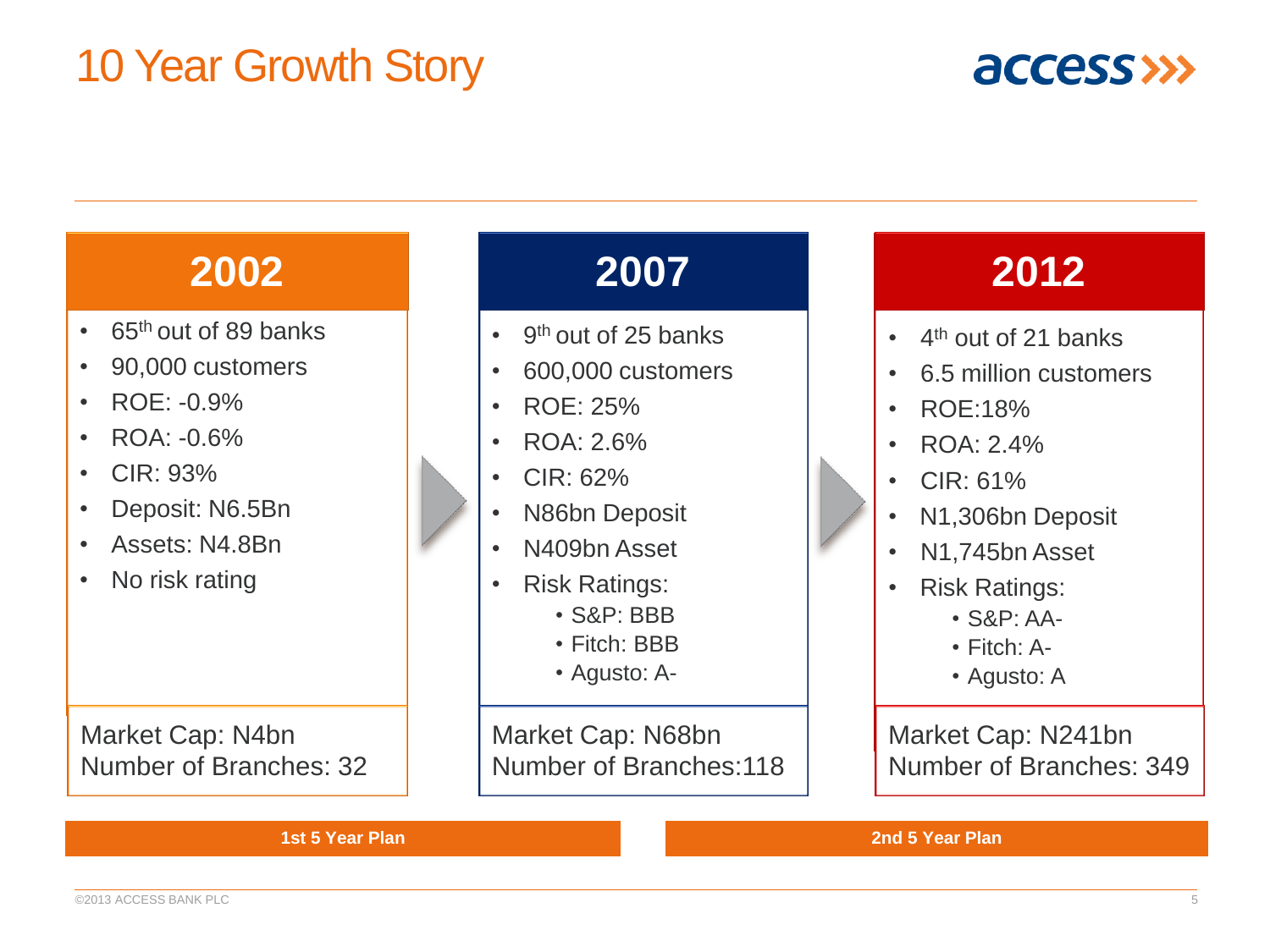# 10 Year Growth Story

## 2002

- 65th out of 89 banks
- 90,000 customers
- ROE: -0.9%
- ROA: -0.6%
- CIR: 93%
- Deposit: N6.5Bn
- Assets: N4.8Bn
- No risk rating

Market Cap: N4bn
Number of Branches: 32

## 2007

- 9th out of 25 banks
- 600,000 customers
- ROE: 25%
- ROA: 2.6%
- CIR: 62%
- N86bn Deposit
- N409bn Asset
- Risk Ratings:
  - S&P: BBB
  - Fitch: BBB
  - Agusto: A-

Market Cap: N68bn
Number of Branches:118

## 2012

- 4th out of 21 banks
- 6.5 million customers
- ROE:18%
- ROA: 2.4%
- CIR: 61%
- N1,306bn Deposit
- N1,745bn Asset
- Risk Ratings:
  - S&P: AA-
  - Fitch: A-
  - Agusto: A

Market Cap: N241bn
Number of Branches: 349

**1st 5 Year Plan** (2002–2007)

**2nd 5 Year Plan** (2007–2012)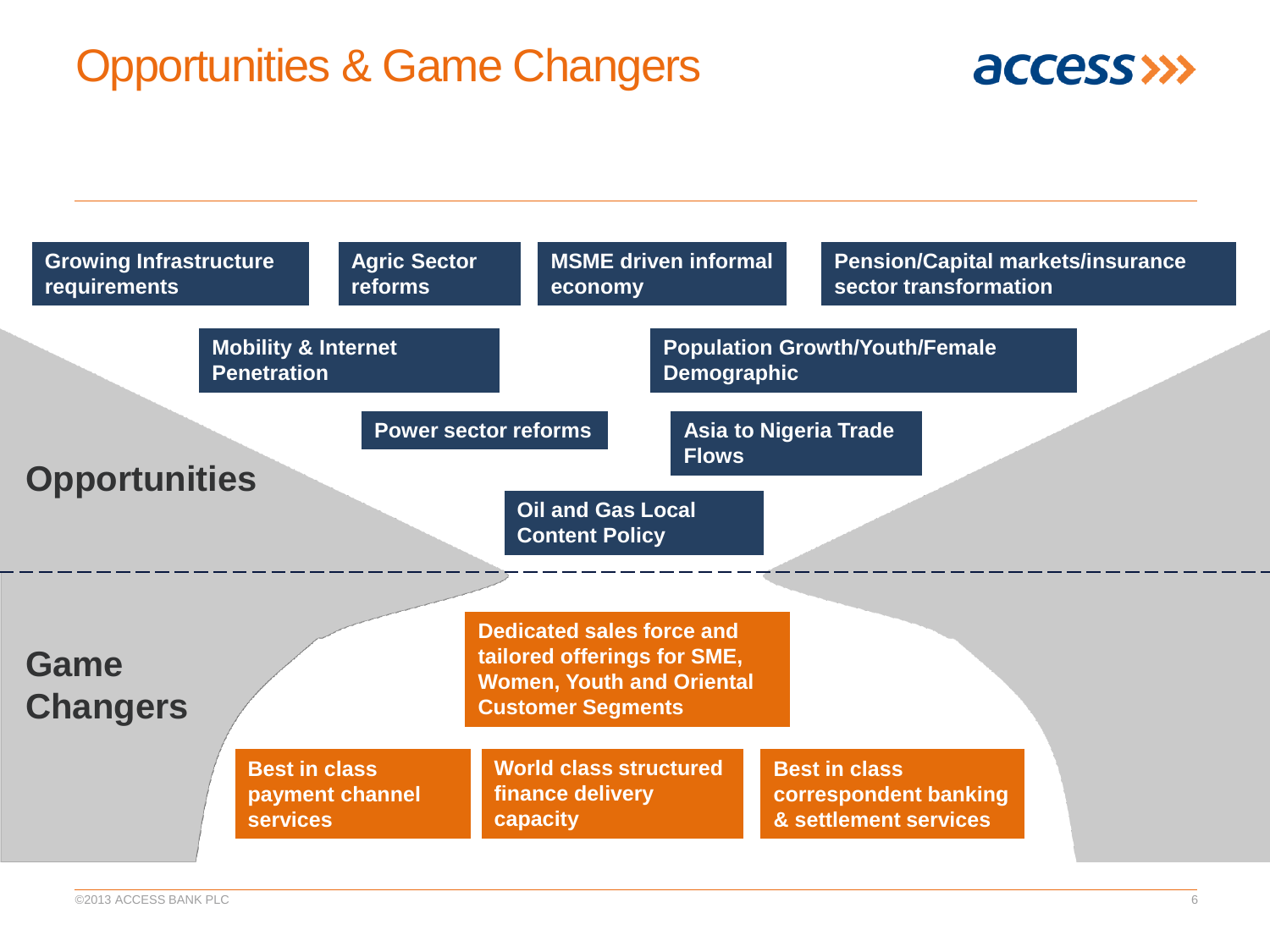# Opportunities & Game Changers

## Opportunities

- Growing Infrastructure requirements
- Agric Sector reforms
- MSME driven informal economy
- Pension/Capital markets/insurance sector transformation
- Mobility & Internet Penetration
- Population Growth/Youth/Female Demographic
- Power sector reforms
- Asia to Nigeria Trade Flows
- Oil and Gas Local Content Policy

## Game Changers

- Dedicated sales force and tailored offerings for SME, Women, Youth and Oriental Customer Segments
- Best in class payment channel services
- World class structured finance delivery capacity
- Best in class correspondent banking & settlement services

©2013 ACCESS BANK PLC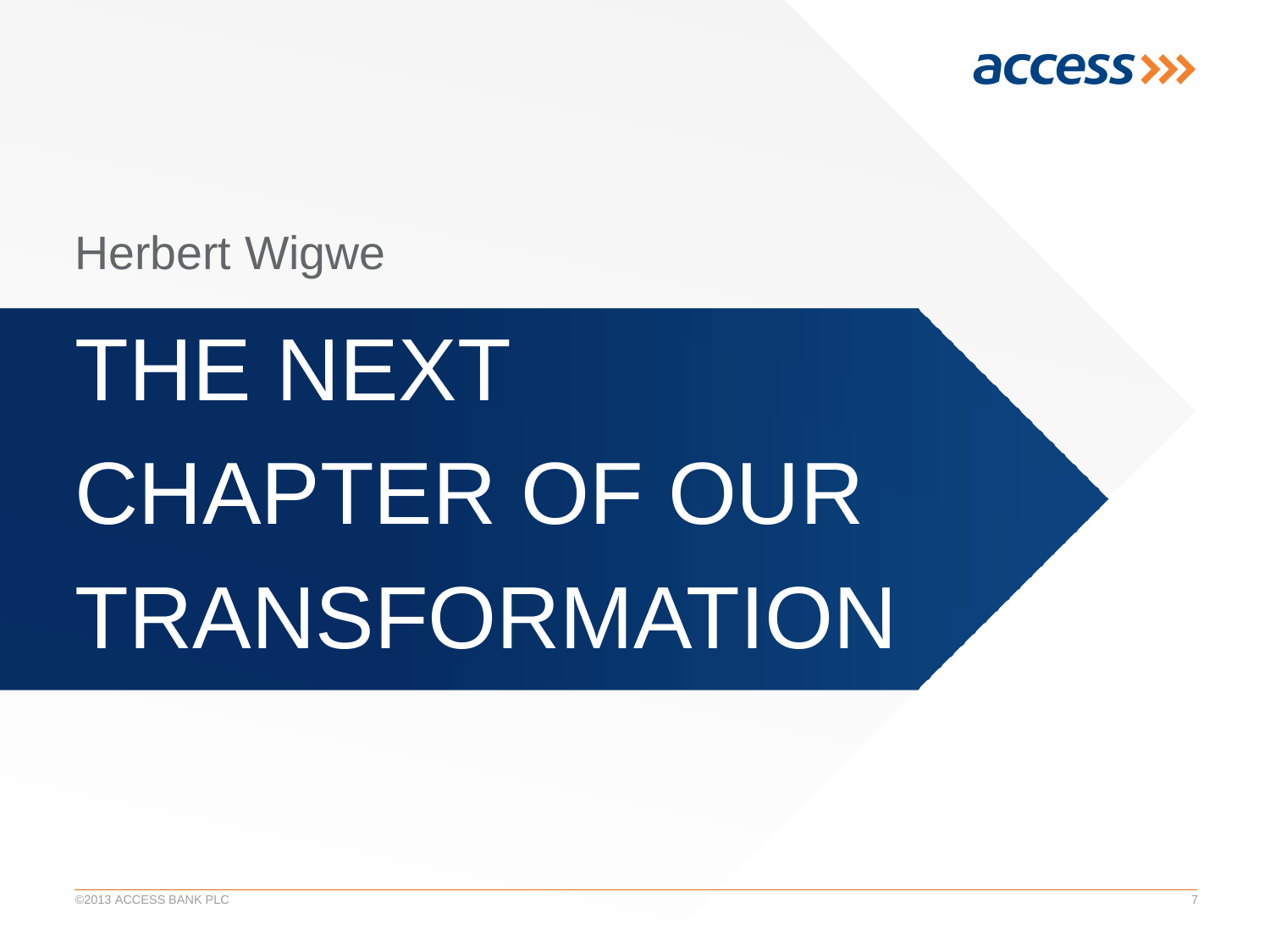Herbert Wigwe

# THE NEXT CHAPTER OF OUR TRANSFORMATION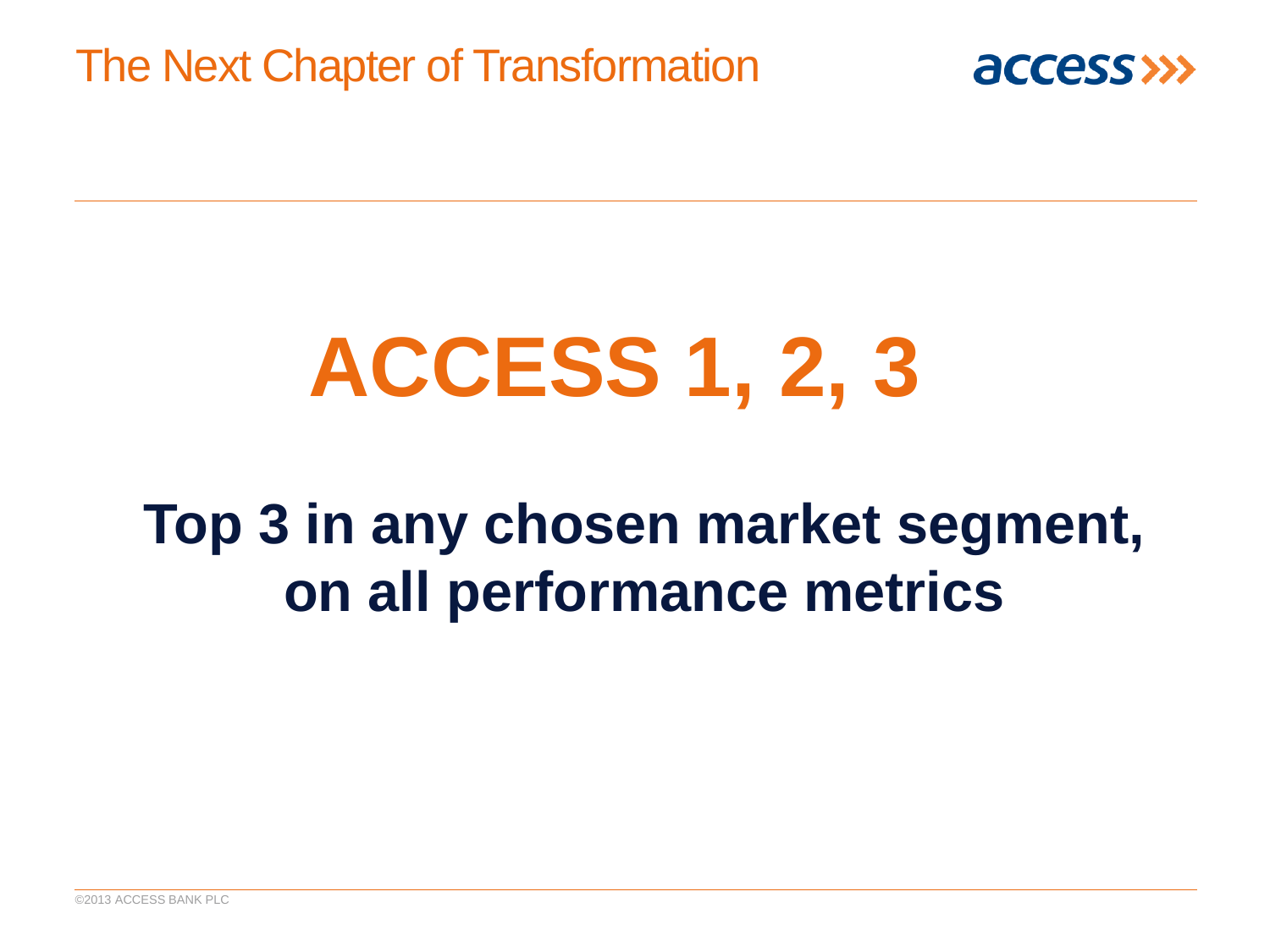# ACCESS 1, 2, 3

## Top 3 in any chosen market segment, on all performance metrics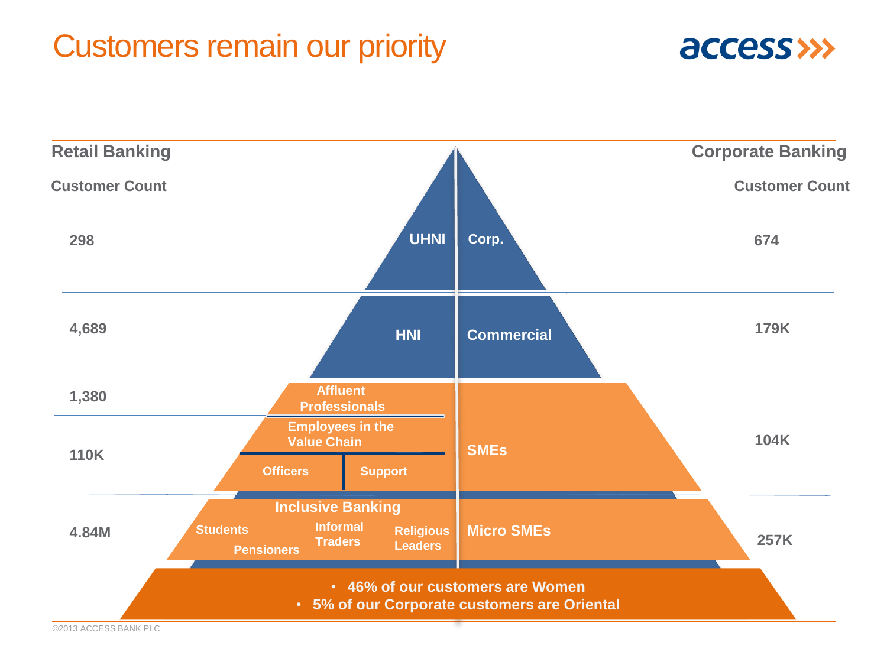# Customers remain our priority

| Retail Banking Customer Count | Retail Segment | Corporate Segment | Corporate Banking Customer Count |
|---|---|---|---|
| 298 | UHNI | Corp. | 674 |
| 4,689 | HNI | Commercial | 179K |
| 1,380 | Affluent Professionals | SMEs | 104K |
| 110K | Employees in the Value Chain (Officers, Support) | | |
| 4.84M | Inclusive Banking (Students, Pensioners, Informal Traders, Religious Leaders) | Micro SMEs | 257K |

- 46% of our customers are Women
- 5% of our Corporate customers are Oriental

©2013 ACCESS BANK PLC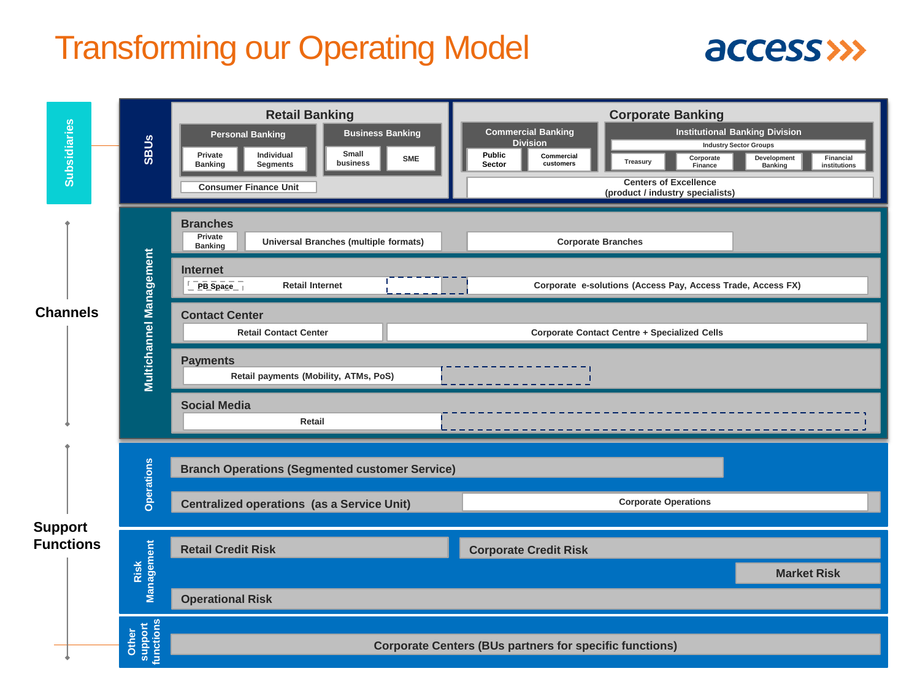# Transforming our Operating Model

access

**Subsidiaries**

## SBUs

### Retail Banking

- **Personal Banking**
  - Private Banking
  - Individual Segments
- **Business Banking**
  - Small business
  - SME
- Consumer Finance Unit

### Corporate Banking

- **Commercial Banking Division**
  - Public Sector
  - Commercial customers
- **Institutional Banking Division**
  - Industry Sector Groups
  - Treasury
  - Corporate Finance
  - Development Banking
  - Financial institutions
- Centers of Excellence (product / industry specialists)

## Channels — Multichannel Management

**Branches**
- Private Banking
- Universal Branches (multiple formats)
- Corporate Branches

**Internet**
- PB Space
- Retail Internet
- Corporate e-solutions (Access Pay, Access Trade, Access FX)

**Contact Center**
- Retail Contact Center
- Corporate Contact Centre + Specialized Cells

**Payments**
- Retail payments (Mobility, ATMs, PoS)

**Social Media**
- Retail

## Support Functions

**Operations**
- Branch Operations (Segmented customer Service)
- Centralized operations (as a Service Unit)
- Corporate Operations

**Risk Management**
- Retail Credit Risk
- Corporate Credit Risk
- Market Risk
- Operational Risk

**Other support functions**
- Corporate Centers (BUs partners for specific functions)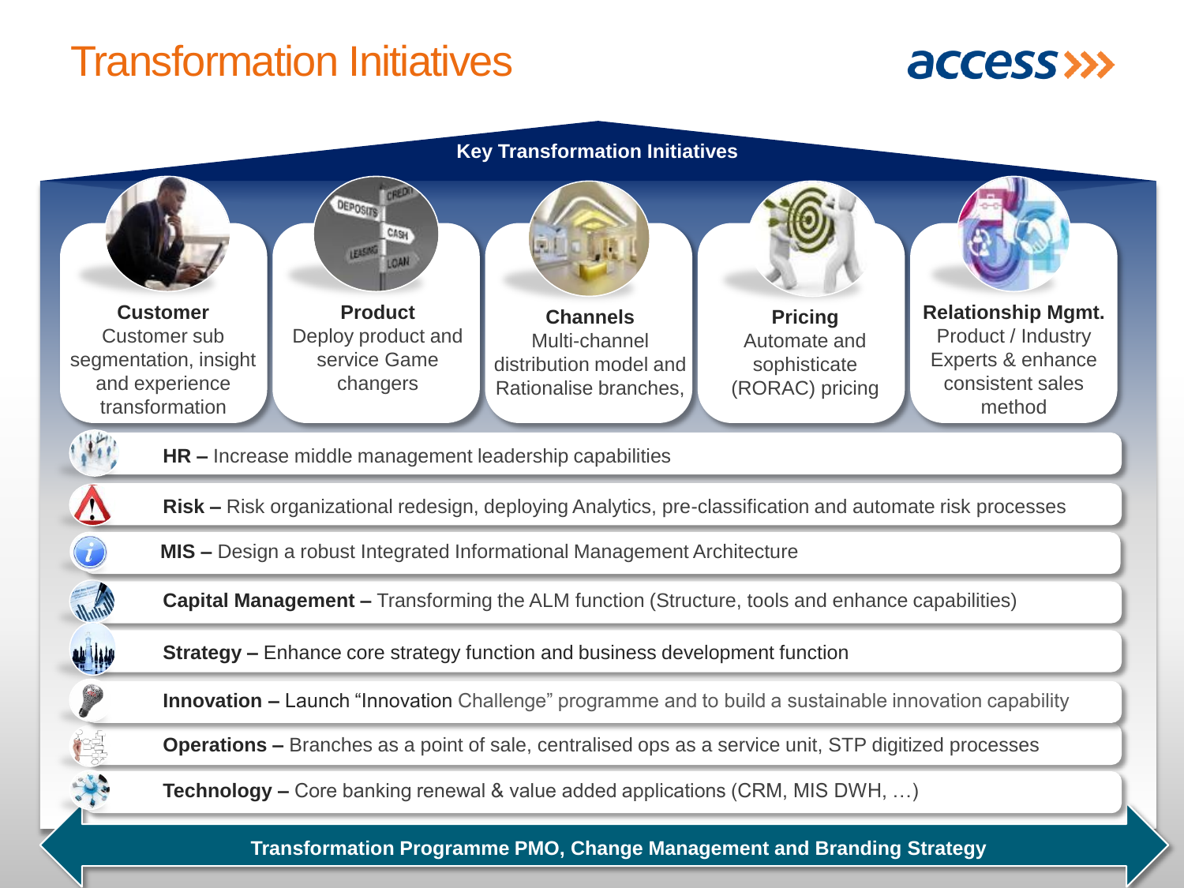# Transformation Initiatives

## Key Transformation Initiatives

**Customer**
Customer sub segmentation, insight and experience transformation

**Product**
Deploy product and service Game changers

**Channels**
Multi-channel distribution model and Rationalise branches,

**Pricing**
Automate and sophisticate (RORAC) pricing

**Relationship Mgmt.**
Product / Industry Experts & enhance consistent sales method

- **HR –** Increase middle management leadership capabilities
- **Risk –** Risk organizational redesign, deploying Analytics, pre-classification and automate risk processes
- **MIS –** Design a robust Integrated Informational Management Architecture
- **Capital Management –** Transforming the ALM function (Structure, tools and enhance capabilities)
- **Strategy –** Enhance core strategy function and business development function
- **Innovation –** Launch "Innovation Challenge" programme and to build a sustainable innovation capability
- **Operations –** Branches as a point of sale, centralised ops as a service unit, STP digitized processes
- **Technology –** Core banking renewal & value added applications (CRM, MIS DWH, …)

**Transformation Programme PMO, Change Management and Branding Strategy**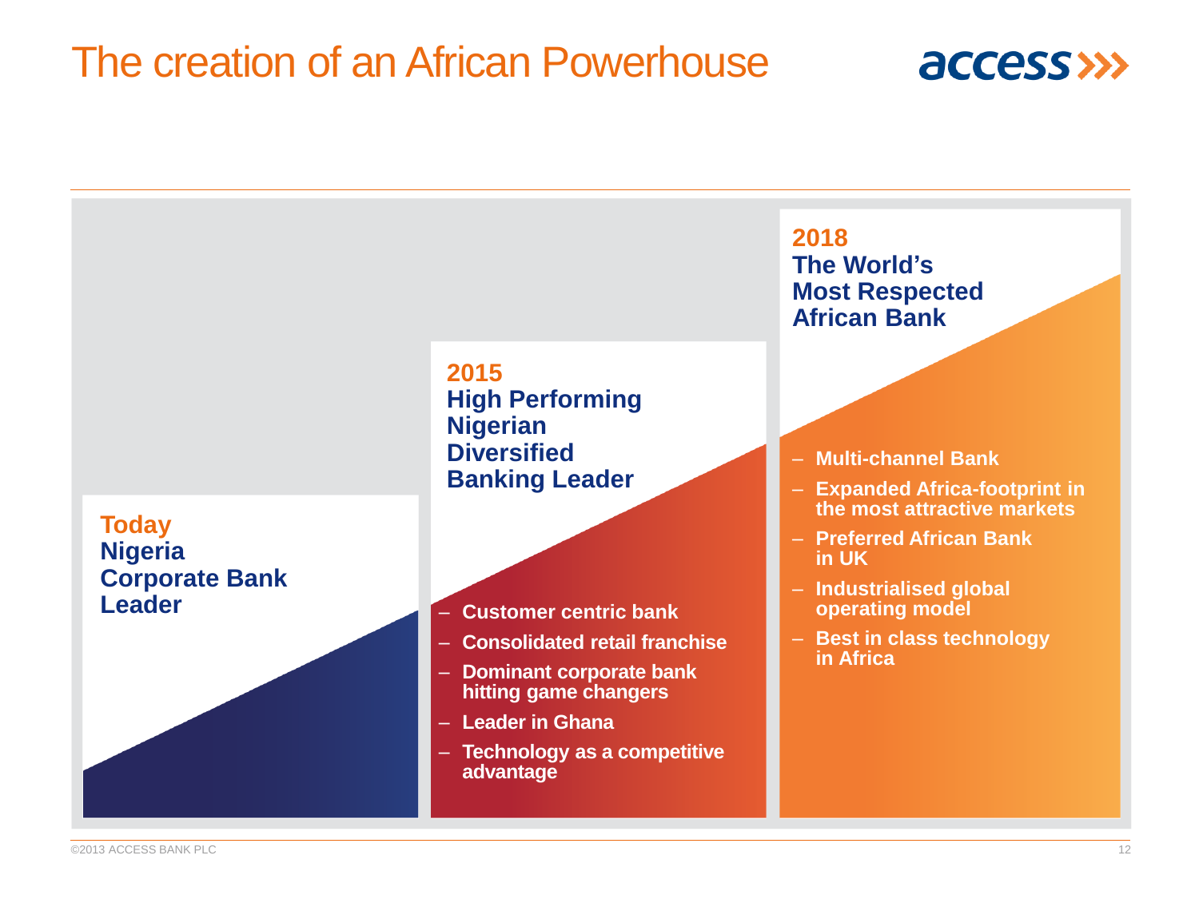# The creation of an African Powerhouse

## Today
**Nigeria Corporate Bank Leader**

## 2015
**High Performing Nigerian Diversified Banking Leader**

- Customer centric bank
- Consolidated retail franchise
- Dominant corporate bank hitting game changers
- Leader in Ghana
- Technology as a competitive advantage

## 2018
**The World's Most Respected African Bank**

- Multi-channel Bank
- Expanded Africa-footprint in the most attractive markets
- Preferred African Bank in UK
- Industrialised global operating model
- Best in class technology in Africa

©2013 ACCESS BANK PLC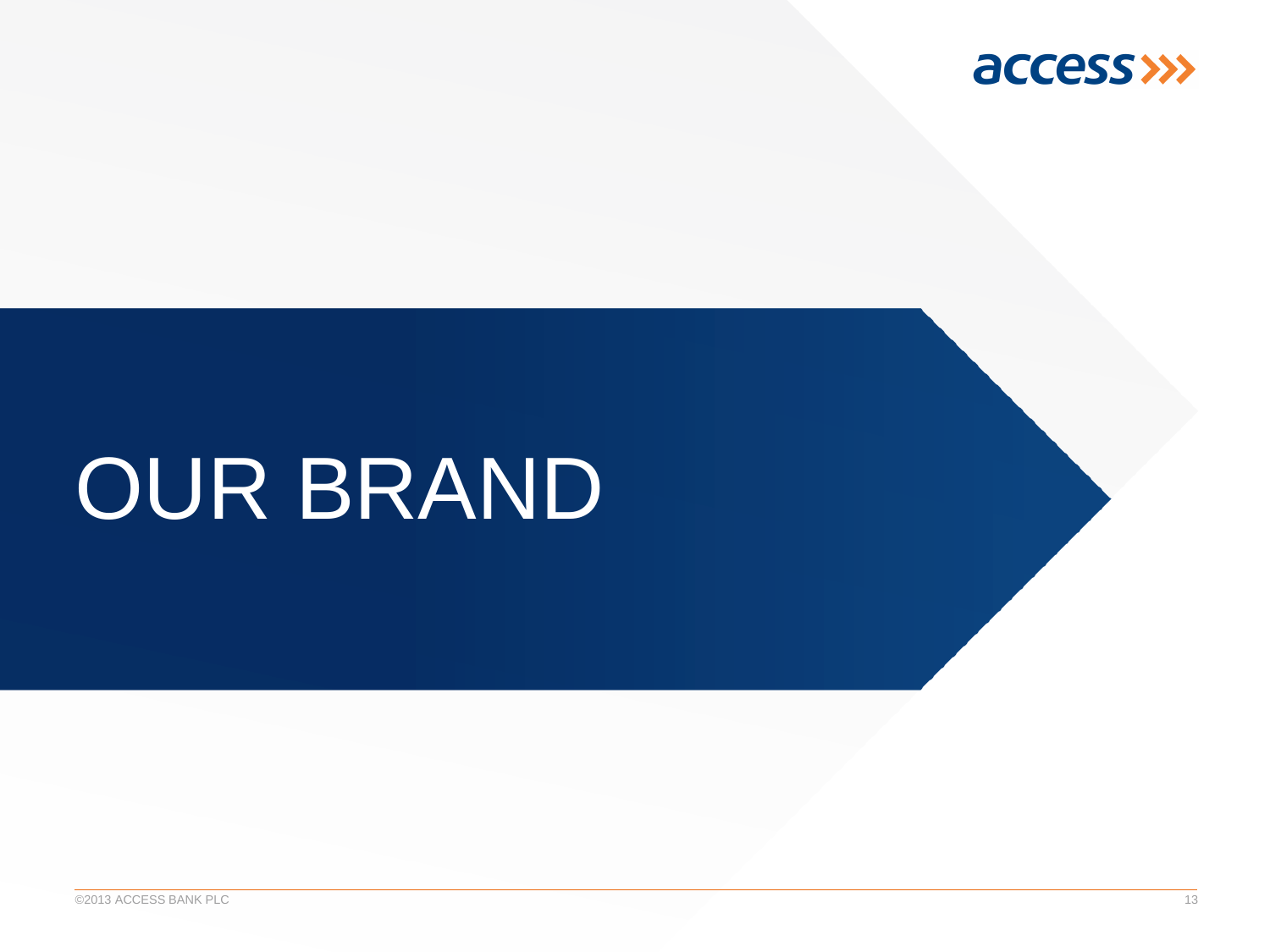# OUR BRAND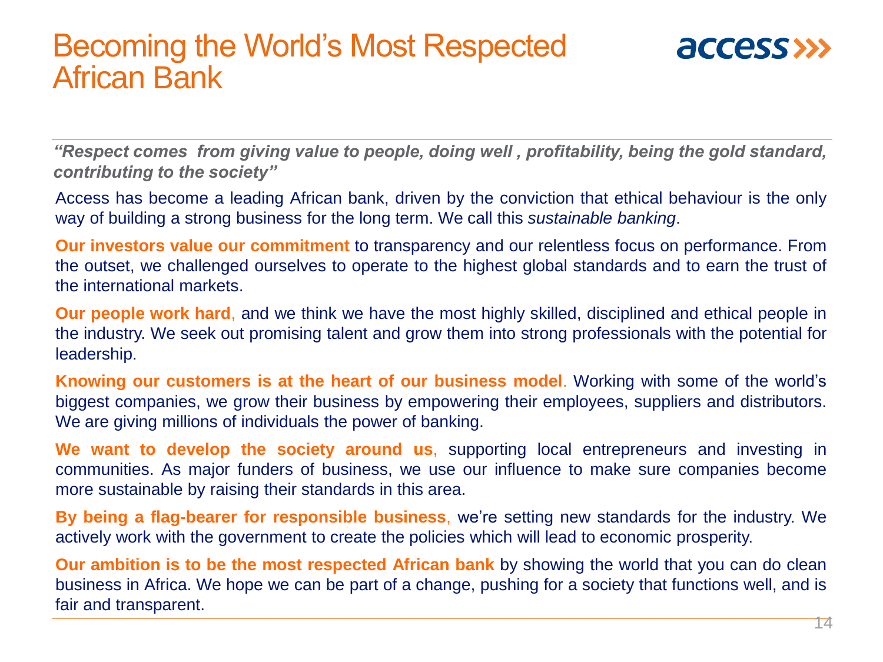# Becoming the World's Most Respected African Bank

***"Respect comes from giving value to people, doing well , profitability, being the gold standard, contributing to the society"***

Access has become a leading African bank, driven by the conviction that ethical behaviour is the only way of building a strong business for the long term. We call this *sustainable banking*.

**Our investors value our commitment** to transparency and our relentless focus on performance. From the outset, we challenged ourselves to operate to the highest global standards and to earn the trust of the international markets.

**Our people work hard**, and we think we have the most highly skilled, disciplined and ethical people in the industry. We seek out promising talent and grow them into strong professionals with the potential for leadership.

**Knowing our customers is at the heart of our business model**. Working with some of the world's biggest companies, we grow their business by empowering their employees, suppliers and distributors. We are giving millions of individuals the power of banking.

**We want to develop the society around us**, supporting local entrepreneurs and investing in communities. As major funders of business, we use our influence to make sure companies become more sustainable by raising their standards in this area.

**By being a flag-bearer for responsible business**, we're setting new standards for the industry. We actively work with the government to create the policies which will lead to economic prosperity.

**Our ambition is to be the most respected African bank** by showing the world that you can do clean business in Africa. We hope we can be part of a change, pushing for a society that functions well, and is fair and transparent.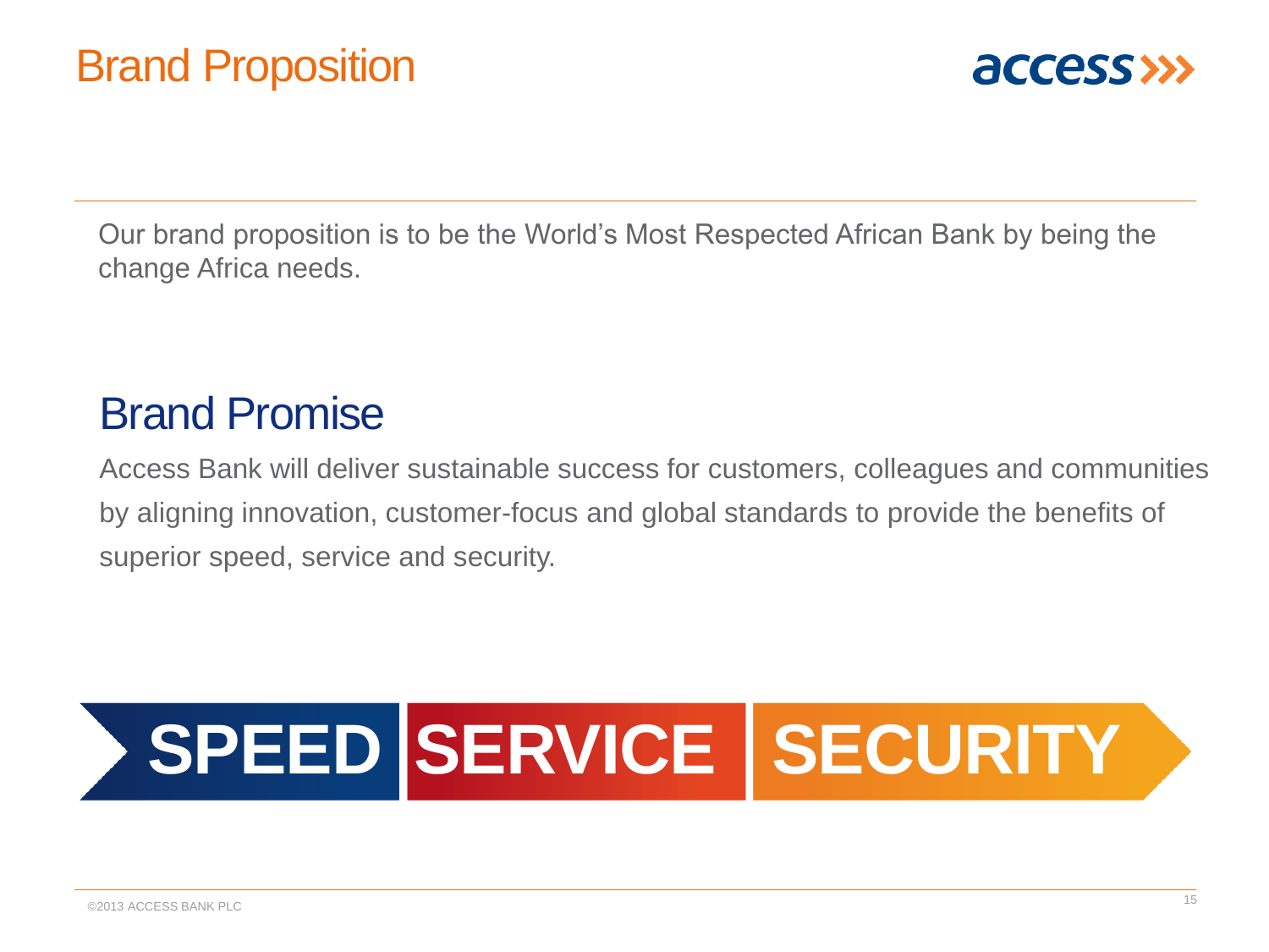# Brand Proposition

Our brand proposition is to be the World's Most Respected African Bank by being the change Africa needs.

## Brand Promise

Access Bank will deliver sustainable success for customers, colleagues and communities by aligning innovation, customer-focus and global standards to provide the benefits of superior speed, service and security.

**SPEED** **SERVICE** **SECURITY**

©2013 ACCESS BANK PLC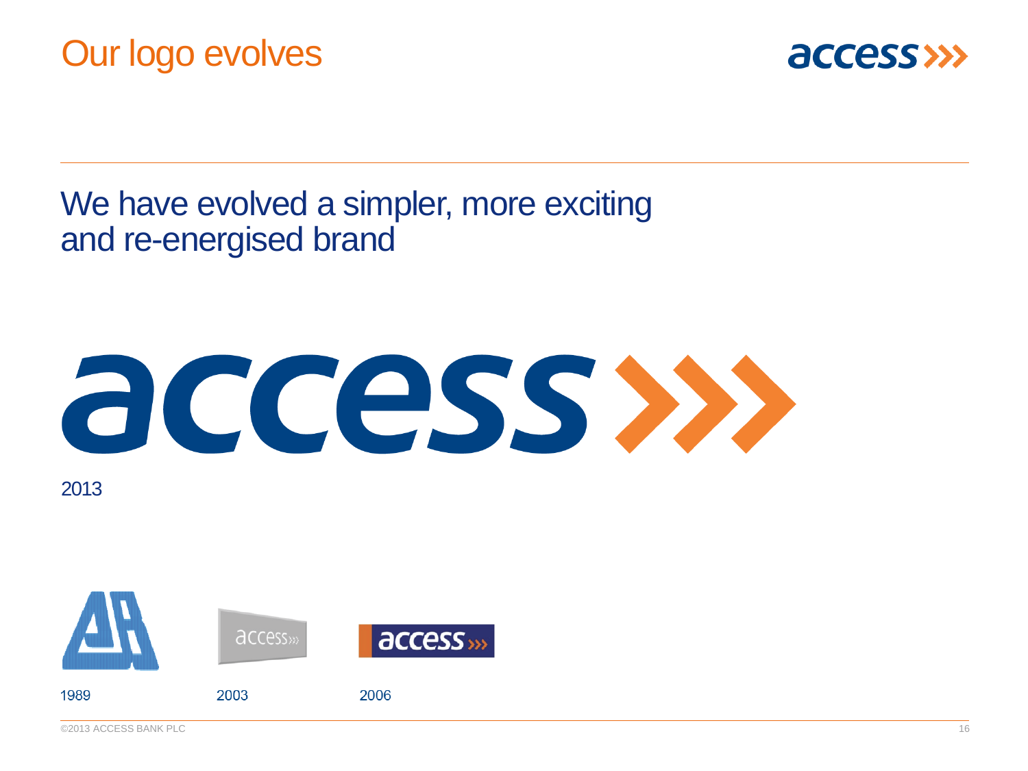# Our logo evolves

We have evolved a simpler, more exciting and re-energised brand

2013

1989

2003

2006

©2013 ACCESS BANK PLC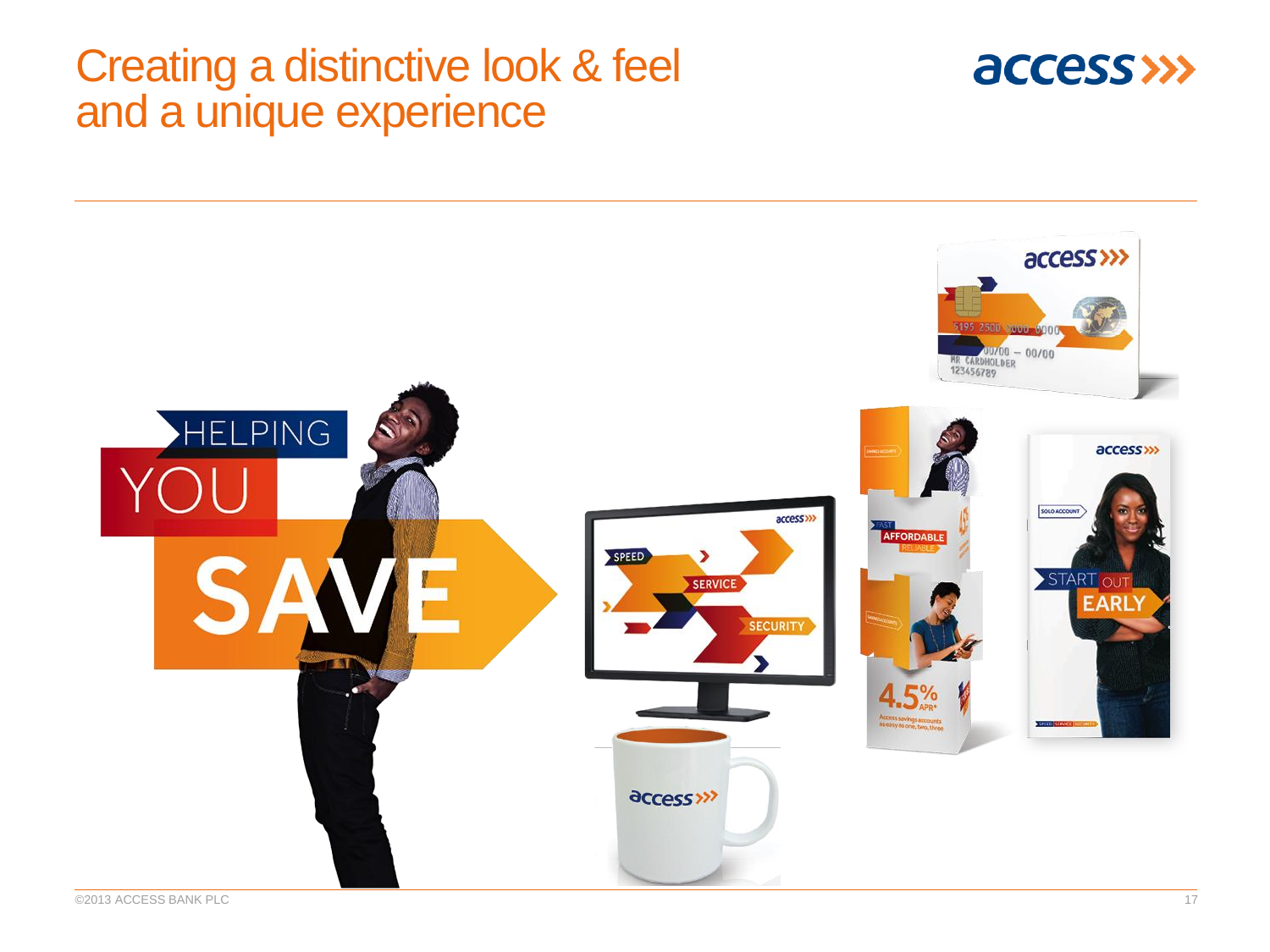# Creating a distinctive look & feel and a unique experience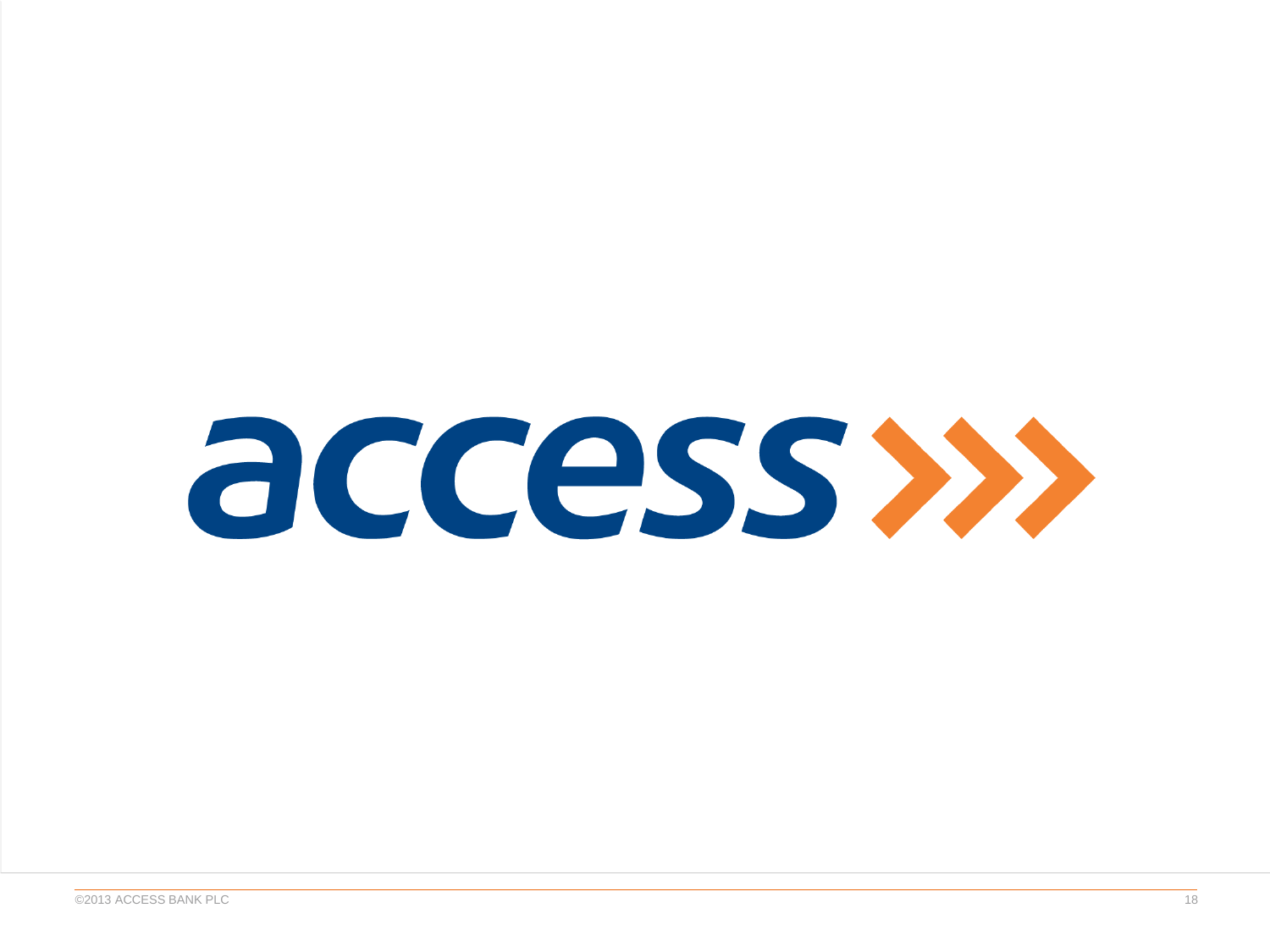access